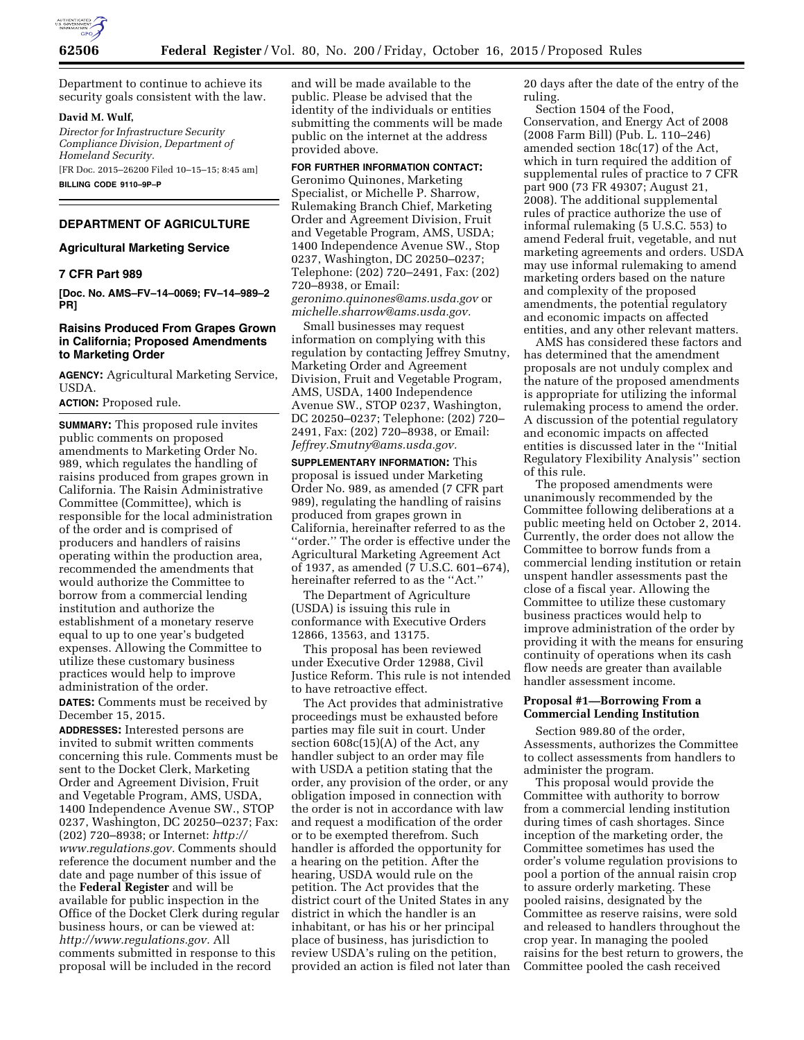Department to continue to achieve its security goals consistent with the law.

**David M. Wulf,**

*Director for Infrastructure Security Compliance Division, Department of Homeland Security.*

[FR Doc. 2015–26200 Filed 10–15–15; 8:45 am]

**BILLING CODE 9110–9P–P**

---

## DEPARTMENT OF AGRICULTURE

### Agricultural Marketing Service

### 7 CFR Part 989

**[Doc. No. AMS–FV–14–0069; FV–14–989–2 PR]**

### Raisins Produced From Grapes Grown in California; Proposed Amendments to Marketing Order

**AGENCY:** Agricultural Marketing Service, USDA.

**ACTION:** Proposed rule.

**SUMMARY:** This proposed rule invites public comments on proposed amendments to Marketing Order No. 989, which regulates the handling of raisins produced from grapes grown in California. The Raisin Administrative Committee (Committee), which is responsible for the local administration of the order and is comprised of producers and handlers of raisins operating within the production area, recommended the amendments that would authorize the Committee to borrow from a commercial lending institution and authorize the establishment of a monetary reserve equal to up to one year's budgeted expenses. Allowing the Committee to utilize these customary business practices would help to improve administration of the order.

**DATES:** Comments must be received by December 15, 2015.

**ADDRESSES:** Interested persons are invited to submit written comments concerning this rule. Comments must be sent to the Docket Clerk, Marketing Order and Agreement Division, Fruit and Vegetable Program, AMS, USDA, 1400 Independence Avenue SW., STOP 0237, Washington, DC 20250–0237; Fax: (202) 720–8938; or Internet: *http://www.regulations.gov.* Comments should reference the document number and the date and page number of this issue of the **Federal Register** and will be available for public inspection in the Office of the Docket Clerk during regular business hours, or can be viewed at: *http://www.regulations.gov.* All comments submitted in response to this proposal will be included in the record and will be made available to the public. Please be advised that the identity of the individuals or entities submitting the comments will be made public on the internet at the address provided above.

**FOR FURTHER INFORMATION CONTACT:** Geronimo Quinones, Marketing Specialist, or Michelle P. Sharrow, Rulemaking Branch Chief, Marketing Order and Agreement Division, Fruit and Vegetable Program, AMS, USDA; 1400 Independence Avenue SW., Stop 0237, Washington, DC 20250–0237; Telephone: (202) 720–2491, Fax: (202) 720–8938, or Email: *geronimo.quinones@ams.usda.gov* or *michelle.sharrow@ams.usda.gov.*

Small businesses may request information on complying with this regulation by contacting Jeffrey Smutny, Marketing Order and Agreement Division, Fruit and Vegetable Program, AMS, USDA, 1400 Independence Avenue SW., STOP 0237, Washington, DC 20250–0237; Telephone: (202) 720–2491, Fax: (202) 720–8938, or Email: *Jeffrey.Smutny@ams.usda.gov.*

**SUPPLEMENTARY INFORMATION:** This proposal is issued under Marketing Order No. 989, as amended (7 CFR part 989), regulating the handling of raisins produced from grapes grown in California, hereinafter referred to as the ''order.'' The order is effective under the Agricultural Marketing Agreement Act of 1937, as amended (7 U.S.C. 601–674), hereinafter referred to as the ''Act.''

The Department of Agriculture (USDA) is issuing this rule in conformance with Executive Orders 12866, 13563, and 13175.

This proposal has been reviewed under Executive Order 12988, Civil Justice Reform. This rule is not intended to have retroactive effect.

The Act provides that administrative proceedings must be exhausted before parties may file suit in court. Under section 608c(15)(A) of the Act, any handler subject to an order may file with USDA a petition stating that the order, any provision of the order, or any obligation imposed in connection with the order is not in accordance with law and request a modification of the order or to be exempted therefrom. Such handler is afforded the opportunity for a hearing on the petition. After the hearing, USDA would rule on the petition. The Act provides that the district court of the United States in any district in which the handler is an inhabitant, or has his or her principal place of business, has jurisdiction to review USDA's ruling on the petition, provided an action is filed not later than 20 days after the date of the entry of the ruling.

Section 1504 of the Food, Conservation, and Energy Act of 2008 (2008 Farm Bill) (Pub. L. 110–246) amended section 18c(17) of the Act, which in turn required the addition of supplemental rules of practice to 7 CFR part 900 (73 FR 49307; August 21, 2008). The additional supplemental rules of practice authorize the use of informal rulemaking (5 U.S.C. 553) to amend Federal fruit, vegetable, and nut marketing agreements and orders. USDA may use informal rulemaking to amend marketing orders based on the nature and complexity of the proposed amendments, the potential regulatory and economic impacts on affected entities, and any other relevant matters.

AMS has considered these factors and has determined that the amendment proposals are not unduly complex and the nature of the proposed amendments is appropriate for utilizing the informal rulemaking process to amend the order. A discussion of the potential regulatory and economic impacts on affected entities is discussed later in the ''Initial Regulatory Flexibility Analysis'' section of this rule.

The proposed amendments were unanimously recommended by the Committee following deliberations at a public meeting held on October 2, 2014. Currently, the order does not allow the Committee to borrow funds from a commercial lending institution or retain unspent handler assessments past the close of a fiscal year. Allowing the Committee to utilize these customary business practices would help to improve administration of the order by providing it with the means for ensuring continuity of operations when its cash flow needs are greater than available handler assessment income.

**Proposal #1—Borrowing From a Commercial Lending Institution**

Section 989.80 of the order, Assessments, authorizes the Committee to collect assessments from handlers to administer the program.

This proposal would provide the Committee with authority to borrow from a commercial lending institution during times of cash shortages. Since inception of the marketing order, the Committee sometimes has used the order's volume regulation provisions to pool a portion of the annual raisin crop to assure orderly marketing. These pooled raisins, designated by the Committee as reserve raisins, were sold and released to handlers throughout the crop year. In managing the pooled raisins for the best return to growers, the Committee pooled the cash received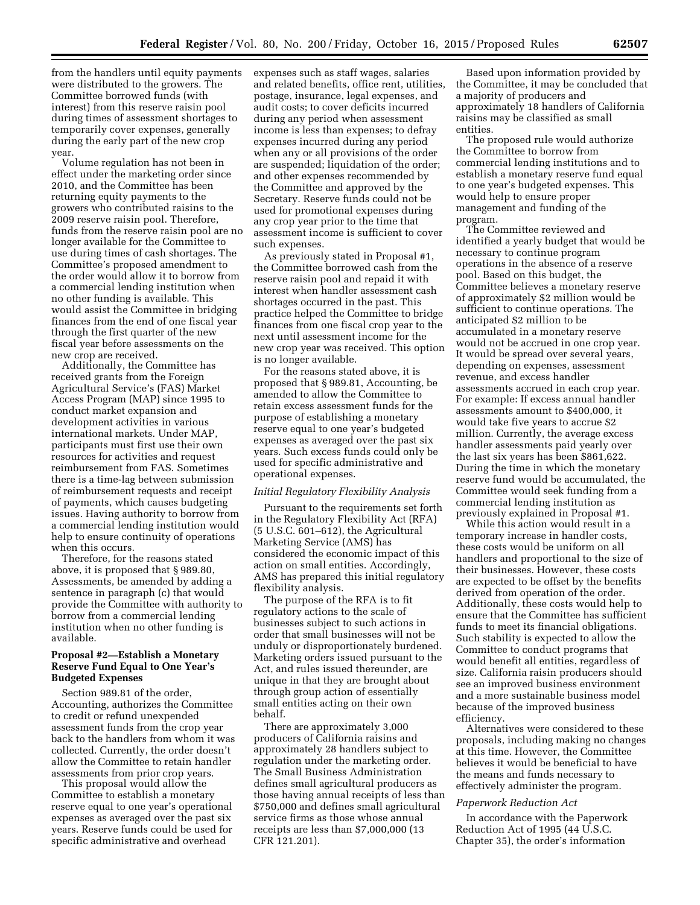from the handlers until equity payments were distributed to the growers. The Committee borrowed funds (with interest) from this reserve raisin pool during times of assessment shortages to temporarily cover expenses, generally during the early part of the new crop year.

Volume regulation has not been in effect under the marketing order since 2010, and the Committee has been returning equity payments to the growers who contributed raisins to the 2009 reserve raisin pool. Therefore, funds from the reserve raisin pool are no longer available for the Committee to use during times of cash shortages. The Committee's proposed amendment to the order would allow it to borrow from a commercial lending institution when no other funding is available. This would assist the Committee in bridging finances from the end of one fiscal year through the first quarter of the new fiscal year before assessments on the new crop are received.

Additionally, the Committee has received grants from the Foreign Agricultural Service's (FAS) Market Access Program (MAP) since 1995 to conduct market expansion and development activities in various international markets. Under MAP, participants must first use their own resources for activities and request reimbursement from FAS. Sometimes there is a time-lag between submission of reimbursement requests and receipt of payments, which causes budgeting issues. Having authority to borrow from a commercial lending institution would help to ensure continuity of operations when this occurs.

Therefore, for the reasons stated above, it is proposed that § 989.80, Assessments, be amended by adding a sentence in paragraph (c) that would provide the Committee with authority to borrow from a commercial lending institution when no other funding is available.

**Proposal #2—Establish a Monetary Reserve Fund Equal to One Year's Budgeted Expenses**

Section 989.81 of the order, Accounting, authorizes the Committee to credit or refund unexpended assessment funds from the crop year back to the handlers from whom it was collected. Currently, the order doesn't allow the Committee to retain handler assessments from prior crop years.

This proposal would allow the Committee to establish a monetary reserve equal to one year's operational expenses as averaged over the past six years. Reserve funds could be used for specific administrative and overhead expenses such as staff wages, salaries and related benefits, office rent, utilities, postage, insurance, legal expenses, and audit costs; to cover deficits incurred during any period when assessment income is less than expenses; to defray expenses incurred during any period when any or all provisions of the order are suspended; liquidation of the order; and other expenses recommended by the Committee and approved by the Secretary. Reserve funds could not be used for promotional expenses during any crop year prior to the time that assessment income is sufficient to cover such expenses.

As previously stated in Proposal #1, the Committee borrowed cash from the reserve raisin pool and repaid it with interest when handler assessment cash shortages occurred in the past. This practice helped the Committee to bridge finances from one fiscal crop year to the next until assessment income for the new crop year was received. This option is no longer available.

For the reasons stated above, it is proposed that § 989.81, Accounting, be amended to allow the Committee to retain excess assessment funds for the purpose of establishing a monetary reserve equal to one year's budgeted expenses as averaged over the past six years. Such excess funds could only be used for specific administrative and operational expenses.

*Initial Regulatory Flexibility Analysis*

Pursuant to the requirements set forth in the Regulatory Flexibility Act (RFA) (5 U.S.C. 601–612), the Agricultural Marketing Service (AMS) has considered the economic impact of this action on small entities. Accordingly, AMS has prepared this initial regulatory flexibility analysis.

The purpose of the RFA is to fit regulatory actions to the scale of businesses subject to such actions in order that small businesses will not be unduly or disproportionately burdened. Marketing orders issued pursuant to the Act, and rules issued thereunder, are unique in that they are brought about through group action of essentially small entities acting on their own behalf.

There are approximately 3,000 producers of California raisins and approximately 28 handlers subject to regulation under the marketing order. The Small Business Administration defines small agricultural producers as those having annual receipts of less than $750,000 and defines small agricultural service firms as those whose annual receipts are less than $7,000,000 (13 CFR 121.201).

Based upon information provided by the Committee, it may be concluded that a majority of producers and approximately 18 handlers of California raisins may be classified as small entities.

The proposed rule would authorize the Committee to borrow from commercial lending institutions and to establish a monetary reserve fund equal to one year's budgeted expenses. This would help to ensure proper management and funding of the program.

The Committee reviewed and identified a yearly budget that would be necessary to continue program operations in the absence of a reserve pool. Based on this budget, the Committee believes a monetary reserve of approximately $2 million would be sufficient to continue operations. The anticipated $2 million to be accumulated in a monetary reserve would not be accrued in one crop year. It would be spread over several years, depending on expenses, assessment revenue, and excess handler assessments accrued in each crop year. For example: If excess annual handler assessments amount to $400,000, it would take five years to accrue $2 million. Currently, the average excess handler assessments paid yearly over the last six years has been $861,622. During the time in which the monetary reserve fund would be accumulated, the Committee would seek funding from a commercial lending institution as previously explained in Proposal #1.

While this action would result in a temporary increase in handler costs, these costs would be uniform on all handlers and proportional to the size of their businesses. However, these costs are expected to be offset by the benefits derived from operation of the order. Additionally, these costs would help to ensure that the Committee has sufficient funds to meet its financial obligations. Such stability is expected to allow the Committee to conduct programs that would benefit all entities, regardless of size. California raisin producers should see an improved business environment and a more sustainable business model because of the improved business efficiency.

Alternatives were considered to these proposals, including making no changes at this time. However, the Committee believes it would be beneficial to have the means and funds necessary to effectively administer the program.

*Paperwork Reduction Act*

In accordance with the Paperwork Reduction Act of 1995 (44 U.S.C. Chapter 35), the order's information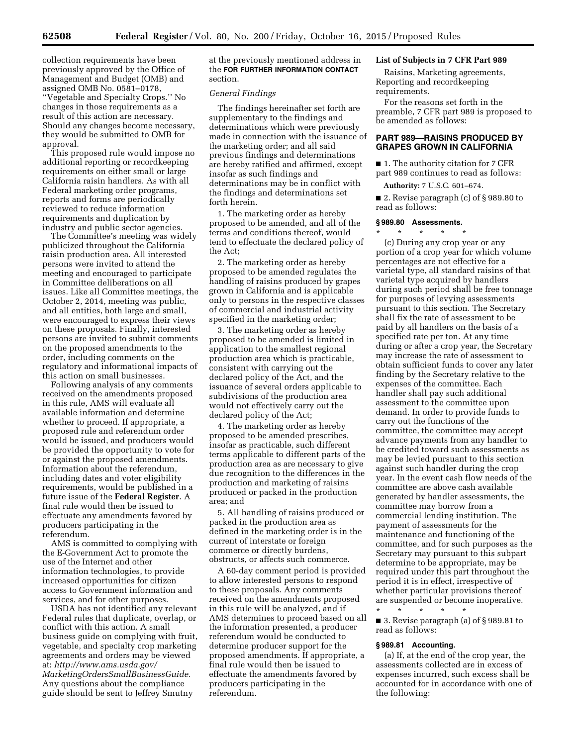collection requirements have been previously approved by the Office of Management and Budget (OMB) and assigned OMB No. 0581–0178, ''Vegetable and Specialty Crops.'' No changes in those requirements as a result of this action are necessary. Should any changes become necessary, they would be submitted to OMB for approval.

This proposed rule would impose no additional reporting or recordkeeping requirements on either small or large California raisin handlers. As with all Federal marketing order programs, reports and forms are periodically reviewed to reduce information requirements and duplication by industry and public sector agencies.

The Committee's meeting was widely publicized throughout the California raisin production area. All interested persons were invited to attend the meeting and encouraged to participate in Committee deliberations on all issues. Like all Committee meetings, the October 2, 2014, meeting was public, and all entities, both large and small, were encouraged to express their views on these proposals. Finally, interested persons are invited to submit comments on the proposed amendments to the order, including comments on the regulatory and informational impacts of this action on small businesses.

Following analysis of any comments received on the amendments proposed in this rule, AMS will evaluate all available information and determine whether to proceed. If appropriate, a proposed rule and referendum order would be issued, and producers would be provided the opportunity to vote for or against the proposed amendments. Information about the referendum, including dates and voter eligibility requirements, would be published in a future issue of the **Federal Register**. A final rule would then be issued to effectuate any amendments favored by producers participating in the referendum.

AMS is committed to complying with the E-Government Act to promote the use of the Internet and other information technologies, to provide increased opportunities for citizen access to Government information and services, and for other purposes.

USDA has not identified any relevant Federal rules that duplicate, overlap, or conflict with this action. A small business guide on complying with fruit, vegetable, and specialty crop marketing agreements and orders may be viewed at: *http://www.ams.usda.gov/MarketingOrdersSmallBusinessGuide.* Any questions about the compliance guide should be sent to Jeffrey Smutny at the previously mentioned address in the **FOR FURTHER INFORMATION CONTACT** section.

*General Findings*

The findings hereinafter set forth are supplementary to the findings and determinations which were previously made in connection with the issuance of the marketing order; and all said previous findings and determinations are hereby ratified and affirmed, except insofar as such findings and determinations may be in conflict with the findings and determinations set forth herein.

1. The marketing order as hereby proposed to be amended, and all of the terms and conditions thereof, would tend to effectuate the declared policy of the Act;

2. The marketing order as hereby proposed to be amended regulates the handling of raisins produced by grapes grown in California and is applicable only to persons in the respective classes of commercial and industrial activity specified in the marketing order;

3. The marketing order as hereby proposed to be amended is limited in application to the smallest regional production area which is practicable, consistent with carrying out the declared policy of the Act, and the issuance of several orders applicable to subdivisions of the production area would not effectively carry out the declared policy of the Act;

4. The marketing order as hereby proposed to be amended prescribes, insofar as practicable, such different terms applicable to different parts of the production area as are necessary to give due recognition to the differences in the production and marketing of raisins produced or packed in the production area; and

5. All handling of raisins produced or packed in the production area as defined in the marketing order is in the current of interstate or foreign commerce or directly burdens, obstructs, or affects such commerce.

A 60-day comment period is provided to allow interested persons to respond to these proposals. Any comments received on the amendments proposed in this rule will be analyzed, and if AMS determines to proceed based on all the information presented, a producer referendum would be conducted to determine producer support for the proposed amendments. If appropriate, a final rule would then be issued to effectuate the amendments favored by producers participating in the referendum.

**List of Subjects in 7 CFR Part 989**

Raisins, Marketing agreements, Reporting and recordkeeping requirements.

For the reasons set forth in the preamble, 7 CFR part 989 is proposed to be amended as follows:

## PART 989—RAISINS PRODUCED BY GRAPES GROWN IN CALIFORNIA

■ 1. The authority citation for 7 CFR part 989 continues to read as follows:

**Authority:** 7 U.S.C. 601–674.

■ 2. Revise paragraph (c) of § 989.80 to read as follows:

### § 989.80 Assessments.

\* \* \* \* \*

(c) During any crop year or any portion of a crop year for which volume percentages are not effective for a varietal type, all standard raisins of that varietal type acquired by handlers during such period shall be free tonnage for purposes of levying assessments pursuant to this section. The Secretary shall fix the rate of assessment to be paid by all handlers on the basis of a specified rate per ton. At any time during or after a crop year, the Secretary may increase the rate of assessment to obtain sufficient funds to cover any later finding by the Secretary relative to the expenses of the committee. Each handler shall pay such additional assessment to the committee upon demand. In order to provide funds to carry out the functions of the committee, the committee may accept advance payments from any handler to be credited toward such assessments as may be levied pursuant to this section against such handler during the crop year. In the event cash flow needs of the committee are above cash available generated by handler assessments, the committee may borrow from a commercial lending institution. The payment of assessments for the maintenance and functioning of the committee, and for such purposes as the Secretary may pursuant to this subpart determine to be appropriate, may be required under this part throughout the period it is in effect, irrespective of whether particular provisions thereof are suspended or become inoperative.

\* \* \* \* \*

■ 3. Revise paragraph (a) of § 989.81 to read as follows:

### § 989.81 Accounting.

(a) If, at the end of the crop year, the assessments collected are in excess of expenses incurred, such excess shall be accounted for in accordance with one of the following: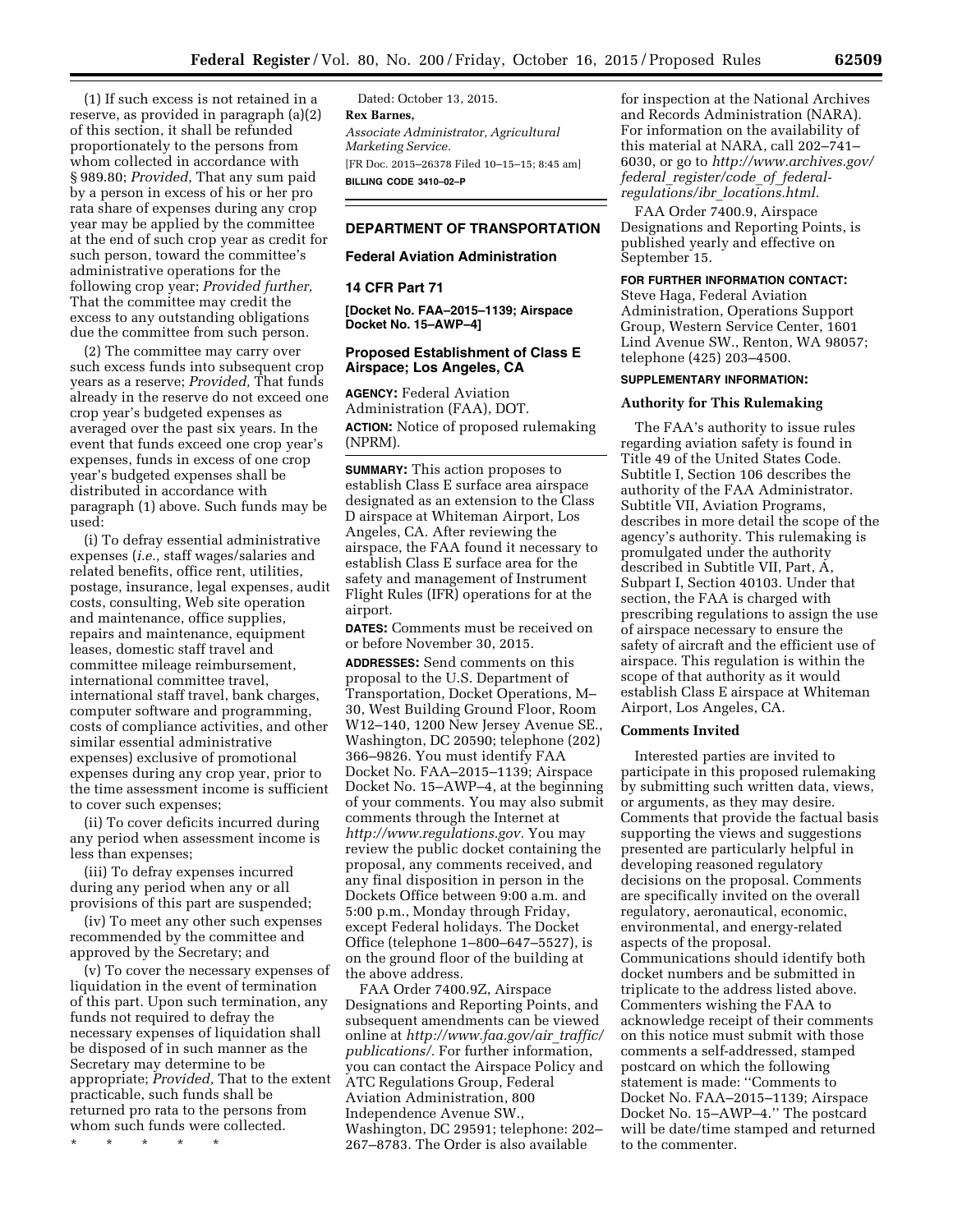(1) If such excess is not retained in a reserve, as provided in paragraph (a)(2) of this section, it shall be refunded proportionately to the persons from whom collected in accordance with § 989.80; *Provided,* That any sum paid by a person in excess of his or her pro rata share of expenses during any crop year may be applied by the committee at the end of such crop year as credit for such person, toward the committee's administrative operations for the following crop year; *Provided further,* That the committee may credit the excess to any outstanding obligations due the committee from such person.

(2) The committee may carry over such excess funds into subsequent crop years as a reserve; *Provided,* That funds already in the reserve do not exceed one crop year's budgeted expenses as averaged over the past six years. In the event that funds exceed one crop year's expenses, funds in excess of one crop year's budgeted expenses shall be distributed in accordance with paragraph (1) above. Such funds may be used:

(i) To defray essential administrative expenses (*i.e.,* staff wages/salaries and related benefits, office rent, utilities, postage, insurance, legal expenses, audit costs, consulting, Web site operation and maintenance, office supplies, repairs and maintenance, equipment leases, domestic staff travel and committee mileage reimbursement, international committee travel, international staff travel, bank charges, computer software and programming, costs of compliance activities, and other similar essential administrative expenses) exclusive of promotional expenses during any crop year, prior to the time assessment income is sufficient to cover such expenses;

(ii) To cover deficits incurred during any period when assessment income is less than expenses;

(iii) To defray expenses incurred during any period when any or all provisions of this part are suspended;

(iv) To meet any other such expenses recommended by the committee and approved by the Secretary; and

(v) To cover the necessary expenses of liquidation in the event of termination of this part. Upon such termination, any funds not required to defray the necessary expenses of liquidation shall be disposed of in such manner as the Secretary may determine to be appropriate; *Provided,* That to the extent practicable, such funds shall be returned pro rata to the persons from whom such funds were collected.

\* \* \* \* \*

Dated: October 13, 2015.

**Rex Barnes,**

*Associate Administrator, Agricultural Marketing Service.*

[FR Doc. 2015–26378 Filed 10–15–15; 8:45 am]

**BILLING CODE 3410–02–P**

---

## DEPARTMENT OF TRANSPORTATION

### Federal Aviation Administration

### 14 CFR Part 71

**[Docket No. FAA–2015–1139; Airspace Docket No. 15–AWP–4]**

### Proposed Establishment of Class E Airspace; Los Angeles, CA

**AGENCY:** Federal Aviation Administration (FAA), DOT.

**ACTION:** Notice of proposed rulemaking (NPRM).

**SUMMARY:** This action proposes to establish Class E surface area airspace designated as an extension to the Class D airspace at Whiteman Airport, Los Angeles, CA. After reviewing the airspace, the FAA found it necessary to establish Class E surface area for the safety and management of Instrument Flight Rules (IFR) operations for at the airport.

**DATES:** Comments must be received on or before November 30, 2015.

**ADDRESSES:** Send comments on this proposal to the U.S. Department of Transportation, Docket Operations, M–30, West Building Ground Floor, Room W12–140, 1200 New Jersey Avenue SE., Washington, DC 20590; telephone (202) 366–9826. You must identify FAA Docket No. FAA–2015–1139; Airspace Docket No. 15–AWP–4, at the beginning of your comments. You may also submit comments through the Internet at *http://www.regulations.gov.* You may review the public docket containing the proposal, any comments received, and any final disposition in person in the Dockets Office between 9:00 a.m. and 5:00 p.m., Monday through Friday, except Federal holidays. The Docket Office (telephone 1–800–647–5527), is on the ground floor of the building at the above address.

FAA Order 7400.9Z, Airspace Designations and Reporting Points, and subsequent amendments can be viewed online at *http://www.faa.gov/air_traffic/publications/.* For further information, you can contact the Airspace Policy and ATC Regulations Group, Federal Aviation Administration, 800 Independence Avenue SW., Washington, DC 29591; telephone: 202–267–8783. The Order is also available for inspection at the National Archives and Records Administration (NARA). For information on the availability of this material at NARA, call 202–741–6030, or go to *http://www.archives.gov/federal_register/code_of_federal-regulations/ibr_locations.html.*

FAA Order 7400.9, Airspace Designations and Reporting Points, is published yearly and effective on September 15.

**FOR FURTHER INFORMATION CONTACT:** Steve Haga, Federal Aviation Administration, Operations Support Group, Western Service Center, 1601 Lind Avenue SW., Renton, WA 98057; telephone (425) 203–4500.

**SUPPLEMENTARY INFORMATION:**

#### Authority for This Rulemaking

The FAA's authority to issue rules regarding aviation safety is found in Title 49 of the United States Code. Subtitle I, Section 106 describes the authority of the FAA Administrator. Subtitle VII, Aviation Programs, describes in more detail the scope of the agency's authority. This rulemaking is promulgated under the authority described in Subtitle VII, Part, A, Subpart I, Section 40103. Under that section, the FAA is charged with prescribing regulations to assign the use of airspace necessary to ensure the safety of aircraft and the efficient use of airspace. This regulation is within the scope of that authority as it would establish Class E airspace at Whiteman Airport, Los Angeles, CA.

#### Comments Invited

Interested parties are invited to participate in this proposed rulemaking by submitting such written data, views, or arguments, as they may desire. Comments that provide the factual basis supporting the views and suggestions presented are particularly helpful in developing reasoned regulatory decisions on the proposal. Comments are specifically invited on the overall regulatory, aeronautical, economic, environmental, and energy-related aspects of the proposal. Communications should identify both docket numbers and be submitted in triplicate to the address listed above. Commenters wishing the FAA to acknowledge receipt of their comments on this notice must submit with those comments a self-addressed, stamped postcard on which the following statement is made: ''Comments to Docket No. FAA–2015–1139; Airspace Docket No. 15–AWP–4.'' The postcard will be date/time stamped and returned to the commenter.